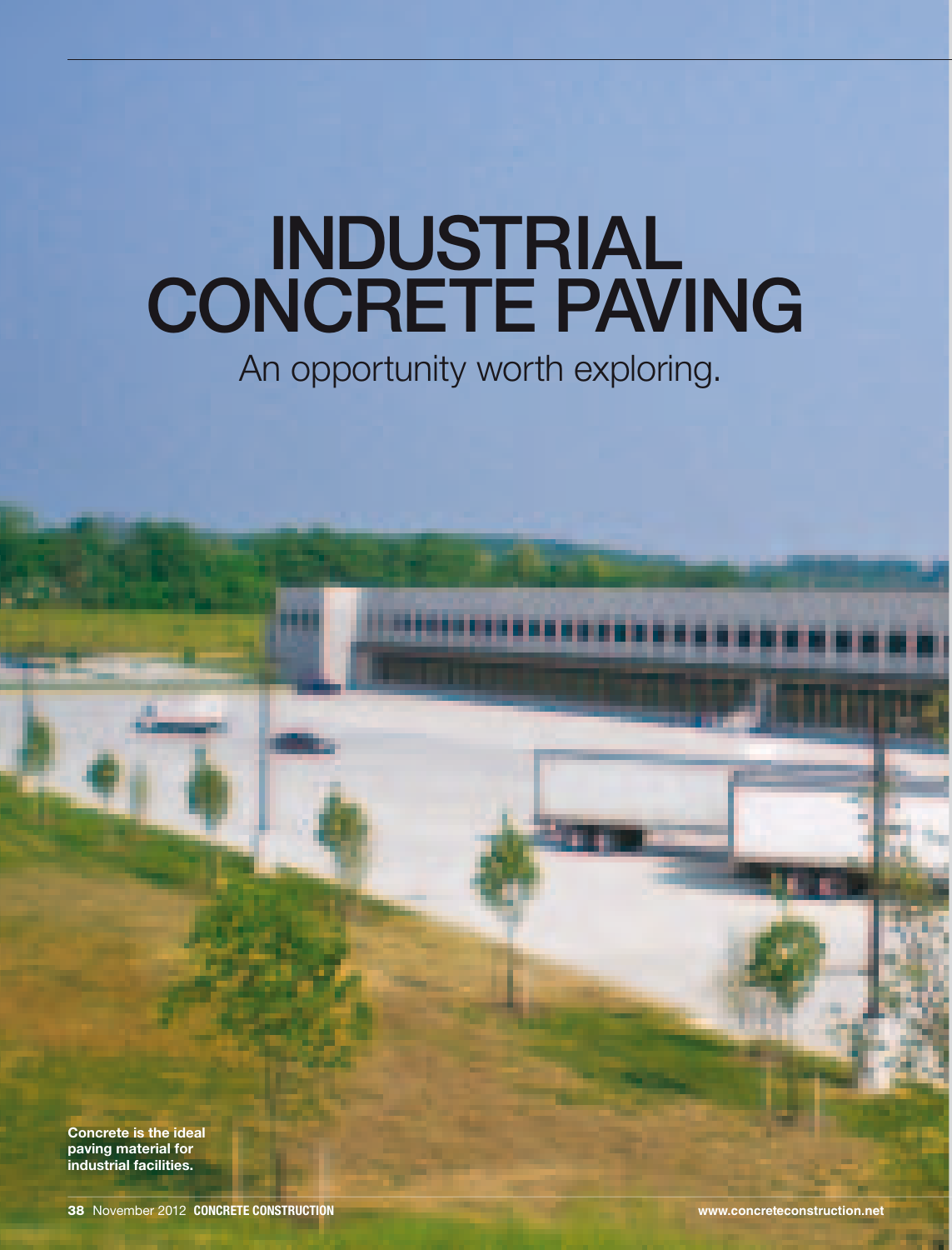# INDUSTRIAL CONCRETE PAVING

## An opportunity worth exploring.

**Concrete is the ideal paving material for industrial facilities.**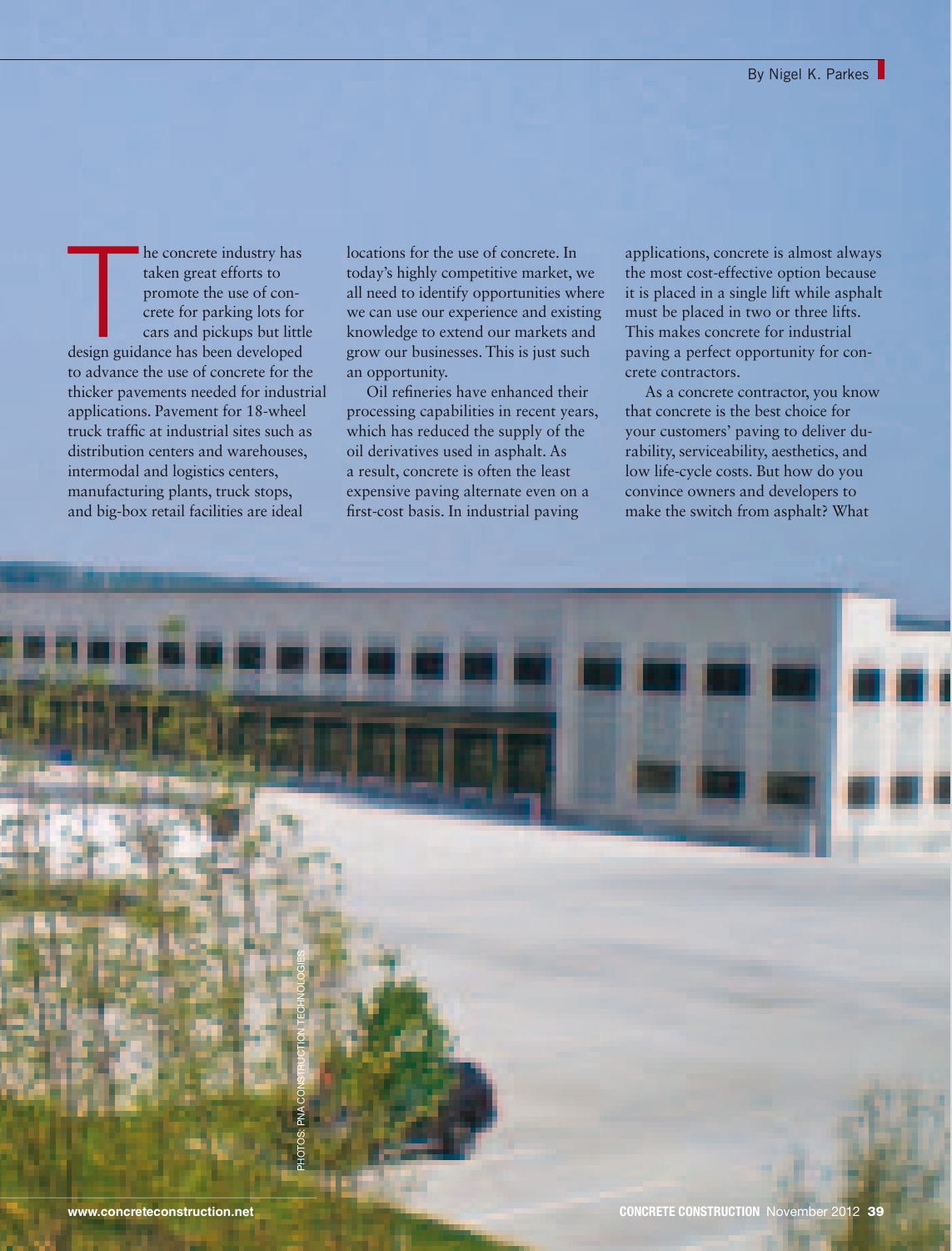By Nigel K. Parkes

The concrete industry has taken great efforts to promote the use of concrete for parking lots for cars and pickups but little design guidance has been developed to advance the use of concrete for the thicker pavements needed for industrial applications. Pavement for 18-wheel truck traffic at industrial sites such as distribution centers and warehouses, intermodal and logistics centers, manufacturing plants, truck stops, and big-box retail facilities are ideal locations for the use of concrete. In today's highly competitive market, we all need to identify opportunities where we can use our experience and existing knowledge to extend our markets and grow our businesses. This is just such an opportunity.

Oil refineries have enhanced their processing capabilities in recent years, which has reduced the supply of the oil derivatives used in asphalt. As a result, concrete is often the least expensive paving alternate even on a first-cost basis. In industrial paving applications, concrete is almost always the most cost-effective option because it is placed in a single lift while asphalt must be placed in two or three lifts. This makes concrete for industrial paving a perfect opportunity for concrete contractors.

As a concrete contractor, you know that concrete is the best choice for your customers' paving to deliver durability, serviceability, aesthetics, and low life-cycle costs. But how do you convince owners and developers to make the switch from asphalt? What

PHOTOS: PNA CONSTRUCTION TECHNOLOGIES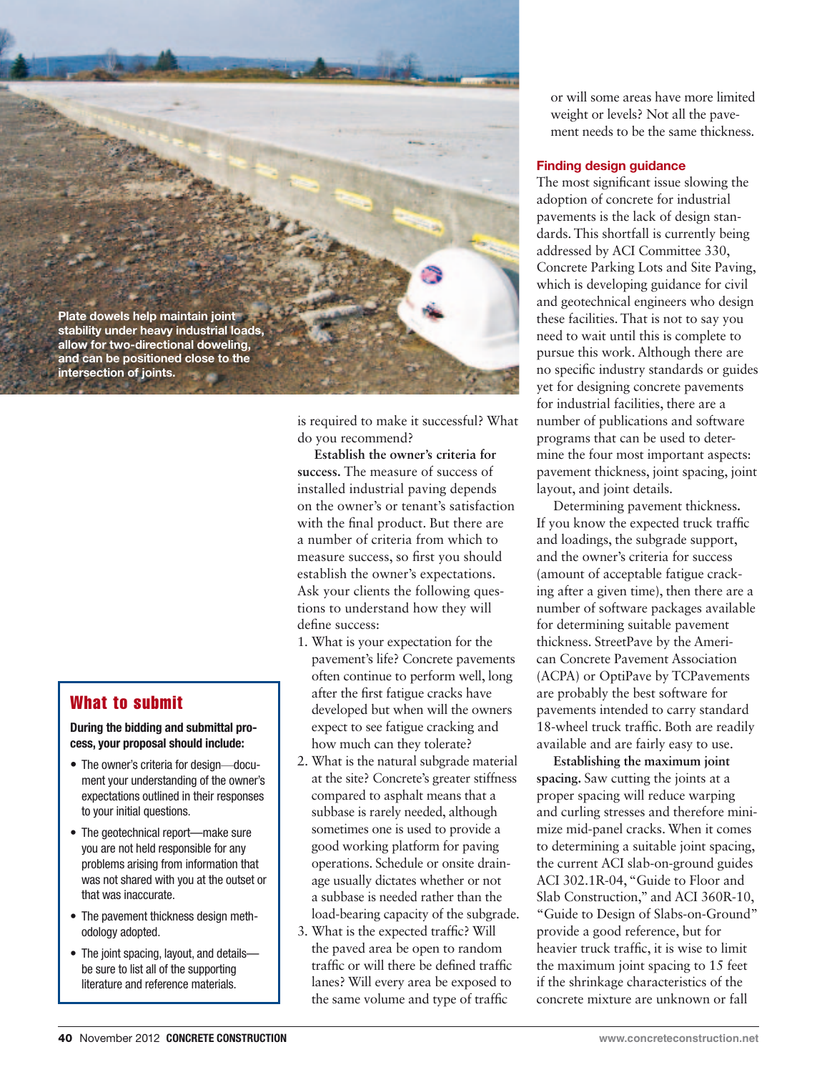Plate dowels help maintain joint stability under heavy industrial loads, allow for two-directional doweling, and can be positioned close to the intersection of joints.

is required to make it successful? What do you recommend?

**Establish the owner's criteria for success.** The measure of success of installed industrial paving depends on the owner's or tenant's satisfaction with the final product. But there are a number of criteria from which to measure success, so first you should establish the owner's expectations. Ask your clients the following questions to understand how they will define success:

1. What is your expectation for the pavement's life? Concrete pavements often continue to perform well, long after the first fatigue cracks have developed but when will the owners expect to see fatigue cracking and how much can they tolerate?
2. What is the natural subgrade material at the site? Concrete's greater stiffness compared to asphalt means that a subbase is rarely needed, although sometimes one is used to provide a good working platform for paving operations. Schedule or onsite drainage usually dictates whether or not a subbase is needed rather than the load-bearing capacity of the subgrade.
3. What is the expected traffic? Will the paved area be open to random traffic or will there be defined traffic lanes? Will every area be exposed to the same volume and type of traffic or will some areas have more limited weight or levels? Not all the pavement needs to be the same thickness.

## What to submit

**During the bidding and submittal process, your proposal should include:**

- The owner's criteria for design—document your understanding of the owner's expectations outlined in their responses to your initial questions.
- The geotechnical report—make sure you are not held responsible for any problems arising from information that was not shared with you at the outset or that was inaccurate.
- The pavement thickness design methodology adopted.
- The joint spacing, layout, and details—be sure to list all of the supporting literature and reference materials.

### Finding design guidance

The most significant issue slowing the adoption of concrete for industrial pavements is the lack of design standards. This shortfall is currently being addressed by ACI Committee 330, Concrete Parking Lots and Site Paving, which is developing guidance for civil and geotechnical engineers who design these facilities. That is not to say you need to wait until this is complete to pursue this work. Although there are no specific industry standards or guides yet for designing concrete pavements for industrial facilities, there are a number of publications and software programs that can be used to determine the four most important aspects: pavement thickness, joint spacing, joint layout, and joint details.

Determining pavement thickness. If you know the expected truck traffic and loadings, the subgrade support, and the owner's criteria for success (amount of acceptable fatigue cracking after a given time), then there are a number of software packages available for determining suitable pavement thickness. StreetPave by the American Concrete Pavement Association (ACPA) or OptiPave by TCPavements are probably the best software for pavements intended to carry standard 18-wheel truck traffic. Both are readily available and are fairly easy to use.

**Establishing the maximum joint spacing.** Saw cutting the joints at a proper spacing will reduce warping and curling stresses and therefore minimize mid-panel cracks. When it comes to determining a suitable joint spacing, the current ACI slab-on-ground guides ACI 302.1R-04, "Guide to Floor and Slab Construction," and ACI 360R-10, "Guide to Design of Slabs-on-Ground" provide a good reference, but for heavier truck traffic, it is wise to limit the maximum joint spacing to 15 feet if the shrinkage characteristics of the concrete mixture are unknown or fall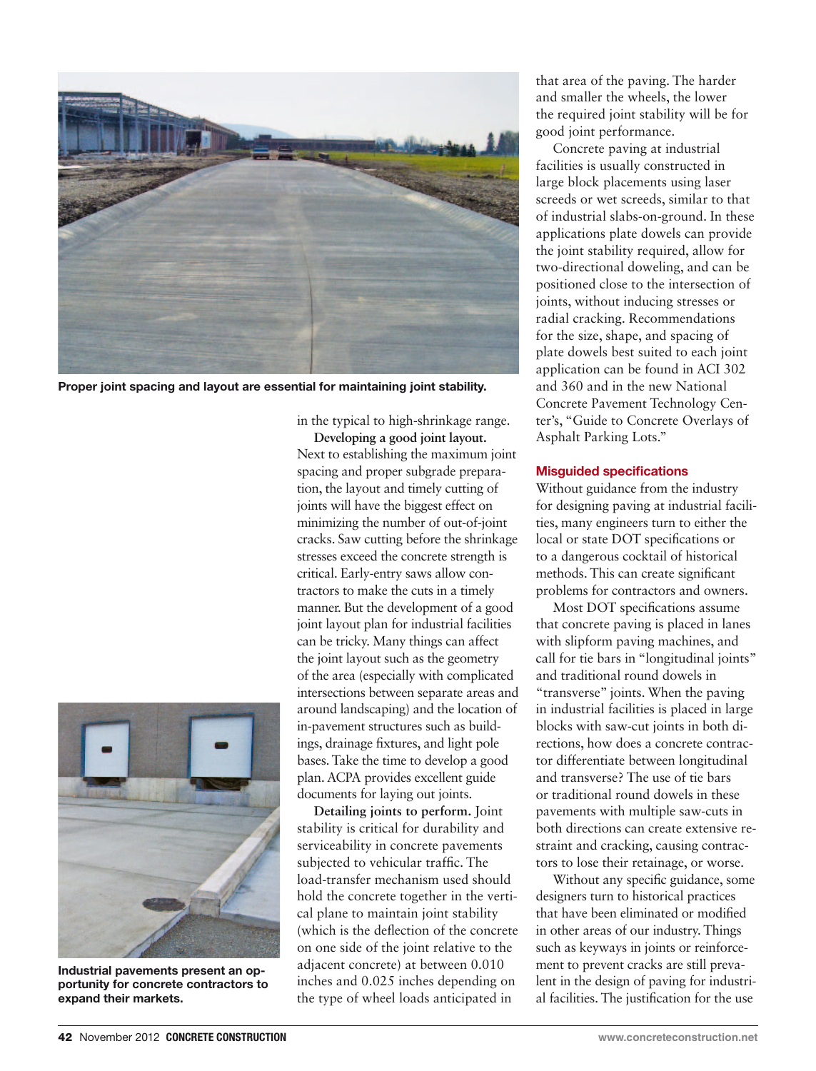Proper joint spacing and layout are essential for maintaining joint stability.

Industrial pavements present an opportunity for concrete contractors to expand their markets.

in the typical to high-shrinkage range.

**Developing a good joint layout.** Next to establishing the maximum joint spacing and proper subgrade preparation, the layout and timely cutting of joints will have the biggest effect on minimizing the number of out-of-joint cracks. Saw cutting before the shrinkage stresses exceed the concrete strength is critical. Early-entry saws allow contractors to make the cuts in a timely manner. But the development of a good joint layout plan for industrial facilities can be tricky. Many things can affect the joint layout such as the geometry of the area (especially with complicated intersections between separate areas and around landscaping) and the location of in-pavement structures such as buildings, drainage fixtures, and light pole bases. Take the time to develop a good plan. ACPA provides excellent guide documents for laying out joints.

**Detailing joints to perform.** Joint stability is critical for durability and serviceability in concrete pavements subjected to vehicular traffic. The load-transfer mechanism used should hold the concrete together in the vertical plane to maintain joint stability (which is the deflection of the concrete on one side of the joint relative to the adjacent concrete) at between 0.010 inches and 0.025 inches depending on the type of wheel loads anticipated in that area of the paving. The harder and smaller the wheels, the lower the required joint stability will be for good joint performance.

Concrete paving at industrial facilities is usually constructed in large block placements using laser screeds or wet screeds, similar to that of industrial slabs-on-ground. In these applications plate dowels can provide the joint stability required, allow for two-directional doweling, and can be positioned close to the intersection of joints, without inducing stresses or radial cracking. Recommendations for the size, shape, and spacing of plate dowels best suited to each joint application can be found in ACI 302 and 360 and in the new National Concrete Pavement Technology Center's, "Guide to Concrete Overlays of Asphalt Parking Lots."

## Misguided specifications

Without guidance from the industry for designing paving at industrial facilities, many engineers turn to either the local or state DOT specifications or to a dangerous cocktail of historical methods. This can create significant problems for contractors and owners.

Most DOT specifications assume that concrete paving is placed in lanes with slipform paving machines, and call for tie bars in "longitudinal joints" and traditional round dowels in "transverse" joints. When the paving in industrial facilities is placed in large blocks with saw-cut joints in both directions, how does a concrete contractor differentiate between longitudinal and transverse? The use of tie bars or traditional round dowels in these pavements with multiple saw-cuts in both directions can create extensive restraint and cracking, causing contractors to lose their retainage, or worse.

Without any specific guidance, some designers turn to historical practices that have been eliminated or modified in other areas of our industry. Things such as keyways in joints or reinforcement to prevent cracks are still prevalent in the design of paving for industrial facilities. The justification for the use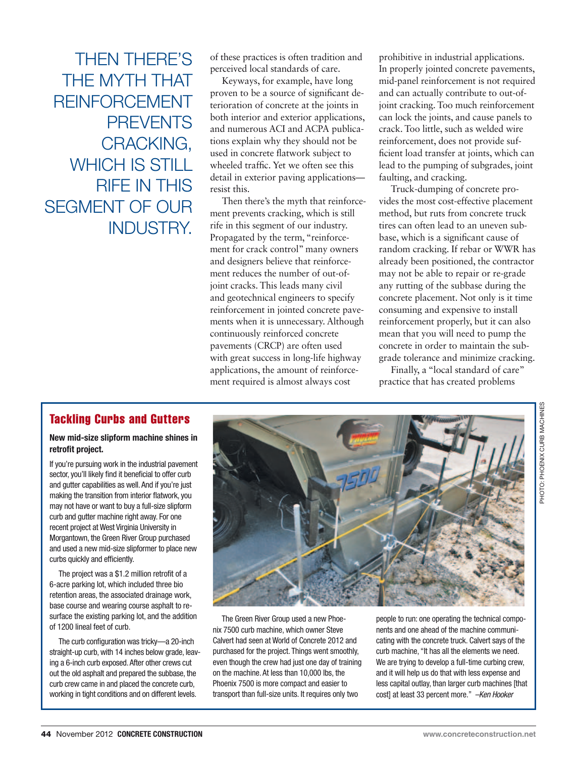THEN THERE'S THE MYTH THAT REINFORCEMENT PREVENTS CRACKING, WHICH IS STILL RIFE IN THIS SEGMENT OF OUR INDUSTRY.

of these practices is often tradition and perceived local standards of care.

Keyways, for example, have long proven to be a source of significant deterioration of concrete at the joints in both interior and exterior applications, and numerous ACI and ACPA publications explain why they should not be used in concrete flatwork subject to wheeled traffic. Yet we often see this detail in exterior paving applications—resist this.

Then there's the myth that reinforcement prevents cracking, which is still rife in this segment of our industry. Propagated by the term, "reinforcement for crack control" many owners and designers believe that reinforcement reduces the number of out-of-joint cracks. This leads many civil and geotechnical engineers to specify reinforcement in jointed concrete pavements when it is unnecessary. Although continuously reinforced concrete pavements (CRCP) are often used with great success in long-life highway applications, the amount of reinforcement required is almost always cost prohibitive in industrial applications. In properly jointed concrete pavements, mid-panel reinforcement is not required and can actually contribute to out-of-joint cracking. Too much reinforcement can lock the joints, and cause panels to crack. Too little, such as welded wire reinforcement, does not provide sufficient load transfer at joints, which can lead to the pumping of subgrades, joint faulting, and cracking.

Truck-dumping of concrete provides the most cost-effective placement method, but ruts from concrete truck tires can often lead to an uneven subbase, which is a significant cause of random cracking. If rebar or WWR has already been positioned, the contractor may not be able to repair or re-grade any rutting of the subbase during the concrete placement. Not only is it time consuming and expensive to install reinforcement properly, but it can also mean that you will need to pump the concrete in order to maintain the subgrade tolerance and minimize cracking.

Finally, a "local standard of care" practice that has created problems

## Tackling Curbs and Gutters

**New mid-size slipform machine shines in retrofit project.**

If you're pursuing work in the industrial pavement sector, you'll likely find it beneficial to offer curb and gutter capabilities as well. And if you're just making the transition from interior flatwork, you may not have or want to buy a full-size slipform curb and gutter machine right away. For one recent project at West Virginia University in Morgantown, the Green River Group purchased and used a new mid-size slipformer to place new curbs quickly and efficiently.

The project was a $1.2 million retrofit of a 6-acre parking lot, which included three bio retention areas, the associated drainage work, base course and wearing course asphalt to resurface the existing parking lot, and the addition of 1200 lineal feet of curb.

The curb configuration was tricky—a 20-inch straight-up curb, with 14 inches below grade, leaving a 6-inch curb exposed. After other crews cut out the old asphalt and prepared the subbase, the curb crew came in and placed the concrete curb, working in tight conditions and on different levels.

PHOTO: PHOENIX CURB MACHINES

The Green River Group used a new Phoenix 7500 curb machine, which owner Steve Calvert had seen at World of Concrete 2012 and purchased for the project. Things went smoothly, even though the crew had just one day of training on the machine. At less than 10,000 lbs, the Phoenix 7500 is more compact and easier to transport than full-size units. It requires only two people to run: one operating the technical components and one ahead of the machine communicating with the concrete truck. Calvert says of the curb machine, "It has all the elements we need. We are trying to develop a full-time curbing crew, and it will help us do that with less expense and less capital outlay, than larger curb machines [that cost] at least 33 percent more." *–Ken Hooker*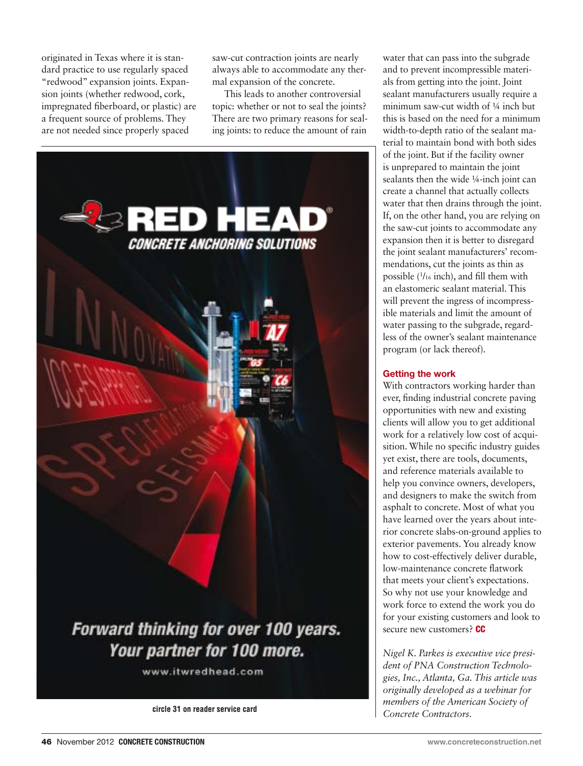originated in Texas where it is standard practice to use regularly spaced "redwood" expansion joints. Expansion joints (whether redwood, cork, impregnated fiberboard, or plastic) are a frequent source of problems. They are not needed since properly spaced saw-cut contraction joints are nearly always able to accommodate any thermal expansion of the concrete.

This leads to another controversial topic: whether or not to seal the joints? There are two primary reasons for sealing joints: to reduce the amount of rain water that can pass into the subgrade and to prevent incompressible materials from getting into the joint. Joint sealant manufacturers usually require a minimum saw-cut width of ¼ inch but this is based on the need for a minimum width-to-depth ratio of the sealant material to maintain bond with both sides of the joint. But if the facility owner is unprepared to maintain the joint sealants then the wide ¼-inch joint can create a channel that actually collects water that then drains through the joint. If, on the other hand, you are relying on the saw-cut joints to accommodate any expansion then it is better to disregard the joint sealant manufacturers' recommendations, cut the joints as thin as possible (1/16 inch), and fill them with an elastomeric sealant material. This will prevent the ingress of incompressible materials and limit the amount of water passing to the subgrade, regardless of the owner's sealant maintenance program (or lack thereof).

### Getting the work

With contractors working harder than ever, finding industrial concrete paving opportunities with new and existing clients will allow you to get additional work for a relatively low cost of acquisition. While no specific industry guides yet exist, there are tools, documents, and reference materials available to help you convince owners, developers, and designers to make the switch from asphalt to concrete. Most of what you have learned over the years about interior concrete slabs-on-ground applies to exterior pavements. You already know how to cost-effectively deliver durable, low-maintenance concrete flatwork that meets your client's expectations. So why not use your knowledge and work force to extend the work you do for your existing customers and look to secure new customers? **CC**

*Nigel K. Parkes is executive vice president of PNA Construction Technologies, Inc., Atlanta, Ga. This article was originally developed as a webinar for members of the American Society of Concrete Contractors.*

RED HEAD®
CONCRETE ANCHORING SOLUTIONS

INNOVATION
ICC-ES APPROVED
SPECIFICATIONS
SEISMIC

Forward thinking for over 100 years.
Your partner for 100 more.

www.itwredhead.com

circle 31 on reader service card